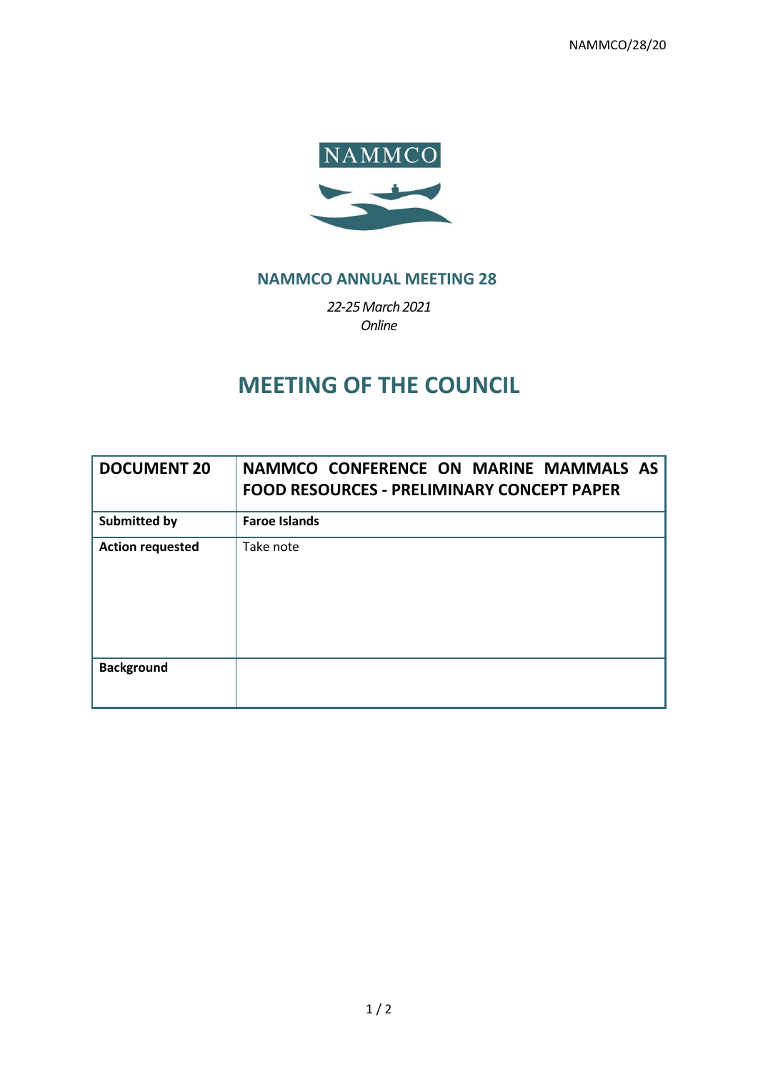NAMMCO/28/20

NAMMCO

## NAMMCO ANNUAL MEETING 28

*22-25 March 2021*
*Online*

# MEETING OF THE COUNCIL

| **DOCUMENT 20** | **NAMMCO CONFERENCE ON MARINE MAMMALS AS FOOD RESOURCES - PRELIMINARY CONCEPT PAPER** |
|---|---|
| **Submitted by** | **Faroe Islands** |
| **Action requested** | Take note |
| **Background** | |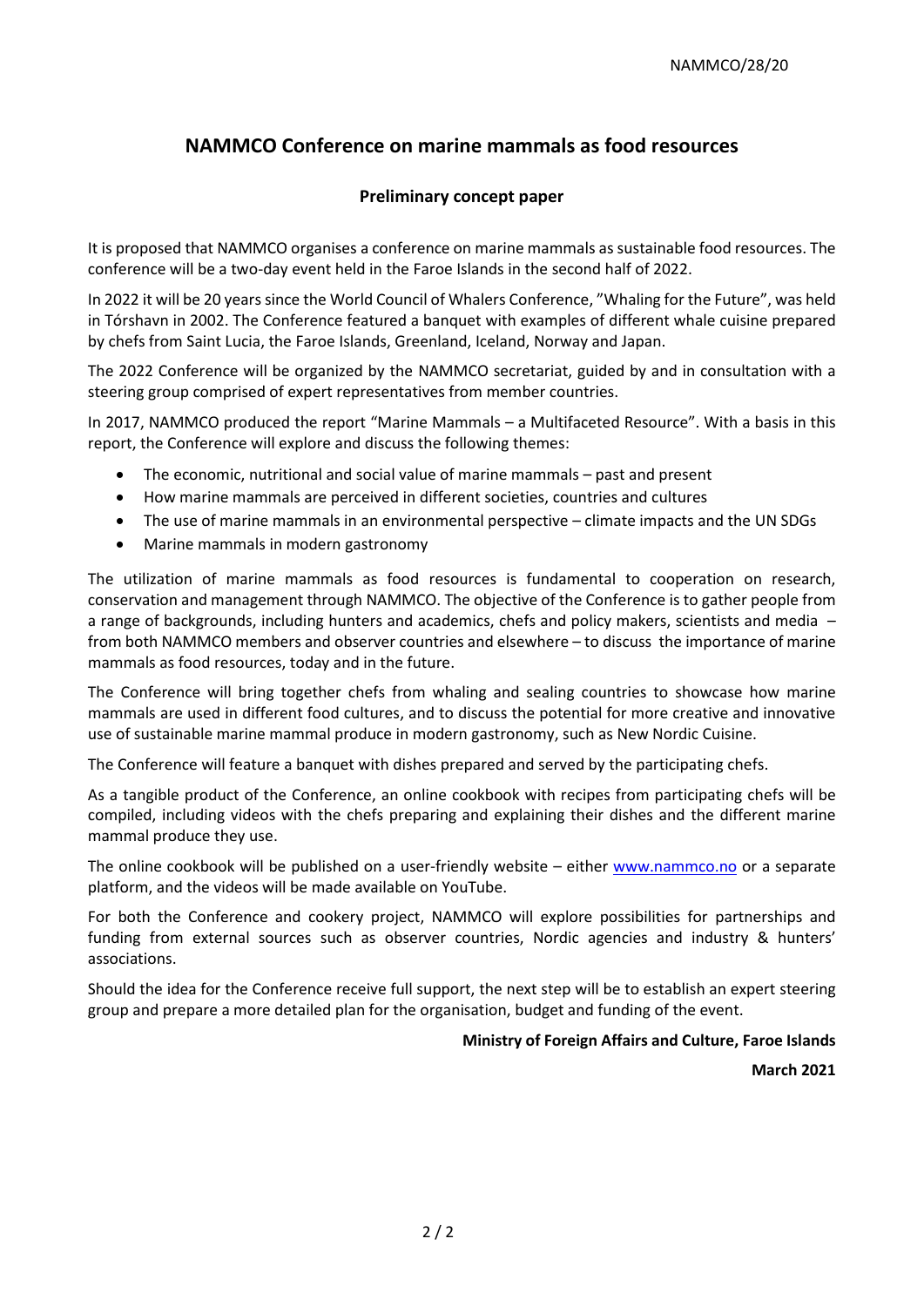NAMMCO/28/20

# NAMMCO Conference on marine mammals as food resources

### Preliminary concept paper

It is proposed that NAMMCO organises a conference on marine mammals as sustainable food resources. The conference will be a two-day event held in the Faroe Islands in the second half of 2022.

In 2022 it will be 20 years since the World Council of Whalers Conference, "Whaling for the Future", was held in Tórshavn in 2002. The Conference featured a banquet with examples of different whale cuisine prepared by chefs from Saint Lucia, the Faroe Islands, Greenland, Iceland, Norway and Japan.

The 2022 Conference will be organized by the NAMMCO secretariat, guided by and in consultation with a steering group comprised of expert representatives from member countries.

In 2017, NAMMCO produced the report "Marine Mammals – a Multifaceted Resource". With a basis in this report, the Conference will explore and discuss the following themes:

- The economic, nutritional and social value of marine mammals – past and present
- How marine mammals are perceived in different societies, countries and cultures
- The use of marine mammals in an environmental perspective – climate impacts and the UN SDGs
- Marine mammals in modern gastronomy

The utilization of marine mammals as food resources is fundamental to cooperation on research, conservation and management through NAMMCO. The objective of the Conference is to gather people from a range of backgrounds, including hunters and academics, chefs and policy makers, scientists and media – from both NAMMCO members and observer countries and elsewhere – to discuss the importance of marine mammals as food resources, today and in the future.

The Conference will bring together chefs from whaling and sealing countries to showcase how marine mammals are used in different food cultures, and to discuss the potential for more creative and innovative use of sustainable marine mammal produce in modern gastronomy, such as New Nordic Cuisine.

The Conference will feature a banquet with dishes prepared and served by the participating chefs.

As a tangible product of the Conference, an online cookbook with recipes from participating chefs will be compiled, including videos with the chefs preparing and explaining their dishes and the different marine mammal produce they use.

The online cookbook will be published on a user-friendly website – either www.nammco.no or a separate platform, and the videos will be made available on YouTube.

For both the Conference and cookery project, NAMMCO will explore possibilities for partnerships and funding from external sources such as observer countries, Nordic agencies and industry & hunters' associations.

Should the idea for the Conference receive full support, the next step will be to establish an expert steering group and prepare a more detailed plan for the organisation, budget and funding of the event.

**Ministry of Foreign Affairs and Culture, Faroe Islands**

**March 2021**